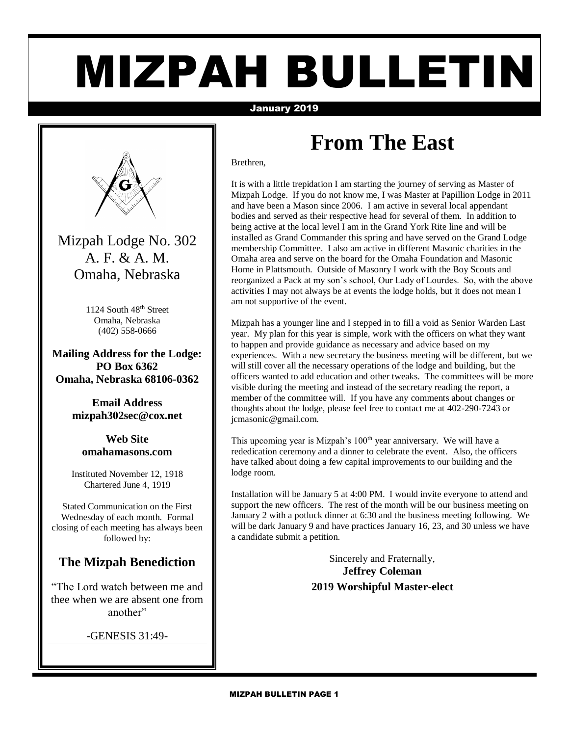# MIZPAH BULLETIN

January 2019

Mizpah Lodge No. 302
A. F. & A. M.
Omaha, Nebraska

1124 South 48th Street
Omaha, Nebraska
(402) 558-0666

**Mailing Address for the Lodge:**
**PO Box 6362**
**Omaha, Nebraska 68106-0362**

**Email Address**
**mizpah302sec@cox.net**

**Web Site**
**omahamasons.com**

Instituted November 12, 1918
Chartered June 4, 1919

Stated Communication on the First Wednesday of each month. Formal closing of each meeting has always been followed by:

### The Mizpah Benediction

"The Lord watch between me and thee when we are absent one from another"

-GENESIS 31:49-

# From The East

Brethren,

It is with a little trepidation I am starting the journey of serving as Master of Mizpah Lodge. If you do not know me, I was Master at Papillion Lodge in 2011 and have been a Mason since 2006. I am active in several local appendant bodies and served as their respective head for several of them. In addition to being active at the local level I am in the Grand York Rite line and will be installed as Grand Commander this spring and have served on the Grand Lodge membership Committee. I also am active in different Masonic charities in the Omaha area and serve on the board for the Omaha Foundation and Masonic Home in Plattsmouth. Outside of Masonry I work with the Boy Scouts and reorganized a Pack at my son's school, Our Lady of Lourdes. So, with the above activities I may not always be at events the lodge holds, but it does not mean I am not supportive of the event.

Mizpah has a younger line and I stepped in to fill a void as Senior Warden Last year. My plan for this year is simple, work with the officers on what they want to happen and provide guidance as necessary and advice based on my experiences. With a new secretary the business meeting will be different, but we will still cover all the necessary operations of the lodge and building, but the officers wanted to add education and other tweaks. The committees will be more visible during the meeting and instead of the secretary reading the report, a member of the committee will. If you have any comments about changes or thoughts about the lodge, please feel free to contact me at 402-290-7243 or jcmasonic@gmail.com.

This upcoming year is Mizpah's 100th year anniversary. We will have a rededication ceremony and a dinner to celebrate the event. Also, the officers have talked about doing a few capital improvements to our building and the lodge room.

Installation will be January 5 at 4:00 PM. I would invite everyone to attend and support the new officers. The rest of the month will be our business meeting on January 2 with a potluck dinner at 6:30 and the business meeting following. We will be dark January 9 and have practices January 16, 23, and 30 unless we have a candidate submit a petition.

Sincerely and Fraternally,
**Jeffrey Coleman**
**2019 Worshipful Master-elect**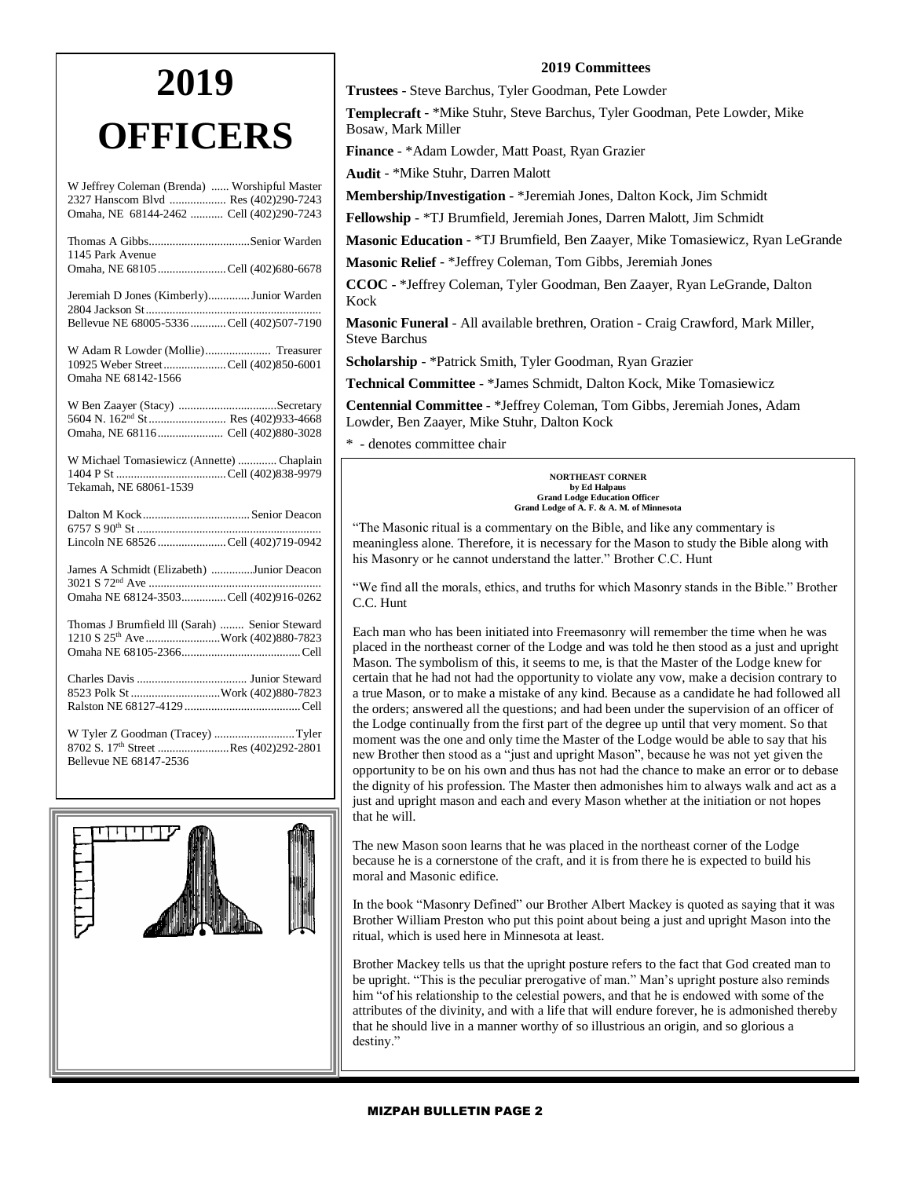# 2019 OFFICERS

W Jeffrey Coleman (Brenda) ...... Worshipful Master
2327 Hanscom Blvd ................... Res (402)290-7243
Omaha, NE 68144-2462 ........... Cell (402)290-7243

Thomas A Gibbs..................................Senior Warden
1145 Park Avenue
Omaha, NE 68105.......................Cell (402)680-6678

Jeremiah D Jones (Kimberly).............Junior Warden
2804 Jackson St..........................................................
Bellevue NE 68005-5336...........Cell (402)507-7190

W Adam R Lowder (Mollie)...................... Treasurer
10925 Weber Street.....................Cell (402)850-6001
Omaha NE 68142-1566

W Ben Zaayer (Stacy) .................................Secretary
5604 N. 162nd St.......................... Res (402)933-4668
Omaha, NE 68116...................... Cell (402)880-3028

W Michael Tomasiewicz (Annette) ............ Chaplain
1404 P St .....................................Cell (402)838-9979
Tekamah, NE 68061-1539

Dalton M Kock....................................Senior Deacon
6757 S 90th St .............................................................
Lincoln NE 68526.......................Cell (402)719-0942

James A Schmidt (Elizabeth) .............Junior Deacon
3021 S 72nd Ave .........................................................
Omaha NE 68124-3503..............Cell (402)916-0262

Thomas J Brumfield lll (Sarah) ........ Senior Steward
1210 S 25th Ave.........................Work (402)880-7823
Omaha NE 68105-2366........................................Cell

Charles Davis ..................................... Junior Steward
8523 Polk St ..............................Work (402)880-7823
Ralston NE 68127-4129.......................................Cell

W Tyler Z Goodman (Tracey) ...........................Tyler
8702 S. 17th Street ........................Res (402)292-2801
Bellevue NE 68147-2536

## 2019 Committees

**Trustees** - Steve Barchus, Tyler Goodman, Pete Lowder

**Templecraft** - *Mike Stuhr, Steve Barchus, Tyler Goodman, Pete Lowder, Mike Bosaw, Mark Miller

**Finance** - *Adam Lowder, Matt Poast, Ryan Grazier

**Audit** - *Mike Stuhr, Darren Malott

**Membership/Investigation** - *Jeremiah Jones, Dalton Kock, Jim Schmidt

**Fellowship** - *TJ Brumfield, Jeremiah Jones, Darren Malott, Jim Schmidt

**Masonic Education** - *TJ Brumfield, Ben Zaayer, Mike Tomasiewicz, Ryan LeGrande

**Masonic Relief** - *Jeffrey Coleman, Tom Gibbs, Jeremiah Jones

**CCOC** - *Jeffrey Coleman, Tyler Goodman, Ben Zaayer, Ryan LeGrande, Dalton Kock

**Masonic Funeral** - All available brethren, Oration - Craig Crawford, Mark Miller, Steve Barchus

**Scholarship** - *Patrick Smith, Tyler Goodman, Ryan Grazier

**Technical Committee** - *James Schmidt, Dalton Kock, Mike Tomasiewicz

**Centennial Committee** - *Jeffrey Coleman, Tom Gibbs, Jeremiah Jones, Adam Lowder, Ben Zaayer, Mike Stuhr, Dalton Kock

* - denotes committee chair

### NORTHEAST CORNER

**by Ed Halpaus**
**Grand Lodge Education Officer**
**Grand Lodge of A. F. & A. M. of Minnesota**

"The Masonic ritual is a commentary on the Bible, and like any commentary is meaningless alone. Therefore, it is necessary for the Mason to study the Bible along with his Masonry or he cannot understand the latter." Brother C.C. Hunt

"We find all the morals, ethics, and truths for which Masonry stands in the Bible." Brother C.C. Hunt

Each man who has been initiated into Freemasonry will remember the time when he was placed in the northeast corner of the Lodge and was told he then stood as a just and upright Mason. The symbolism of this, it seems to me, is that the Master of the Lodge knew for certain that he had not had the opportunity to violate any vow, make a decision contrary to a true Mason, or to make a mistake of any kind. Because as a candidate he had followed all the orders; answered all the questions; and had been under the supervision of an officer of the Lodge continually from the first part of the degree up until that very moment. So that moment was the one and only time the Master of the Lodge would be able to say that his new Brother then stood as a "just and upright Mason", because he was not yet given the opportunity to be on his own and thus has not had the chance to make an error or to debase the dignity of his profession. The Master then admonishes him to always walk and act as a just and upright mason and each and every Mason whether at the initiation or not hopes that he will.

The new Mason soon learns that he was placed in the northeast corner of the Lodge because he is a cornerstone of the craft, and it is from there he is expected to build his moral and Masonic edifice.

In the book "Masonry Defined" our Brother Albert Mackey is quoted as saying that it was Brother William Preston who put this point about being a just and upright Mason into the ritual, which is used here in Minnesota at least.

Brother Mackey tells us that the upright posture refers to the fact that God created man to be upright. "This is the peculiar prerogative of man." Man's upright posture also reminds him "of his relationship to the celestial powers, and that he is endowed with some of the attributes of the divinity, and with a life that will endure forever, he is admonished thereby that he should live in a manner worthy of so illustrious an origin, and so glorious a destiny."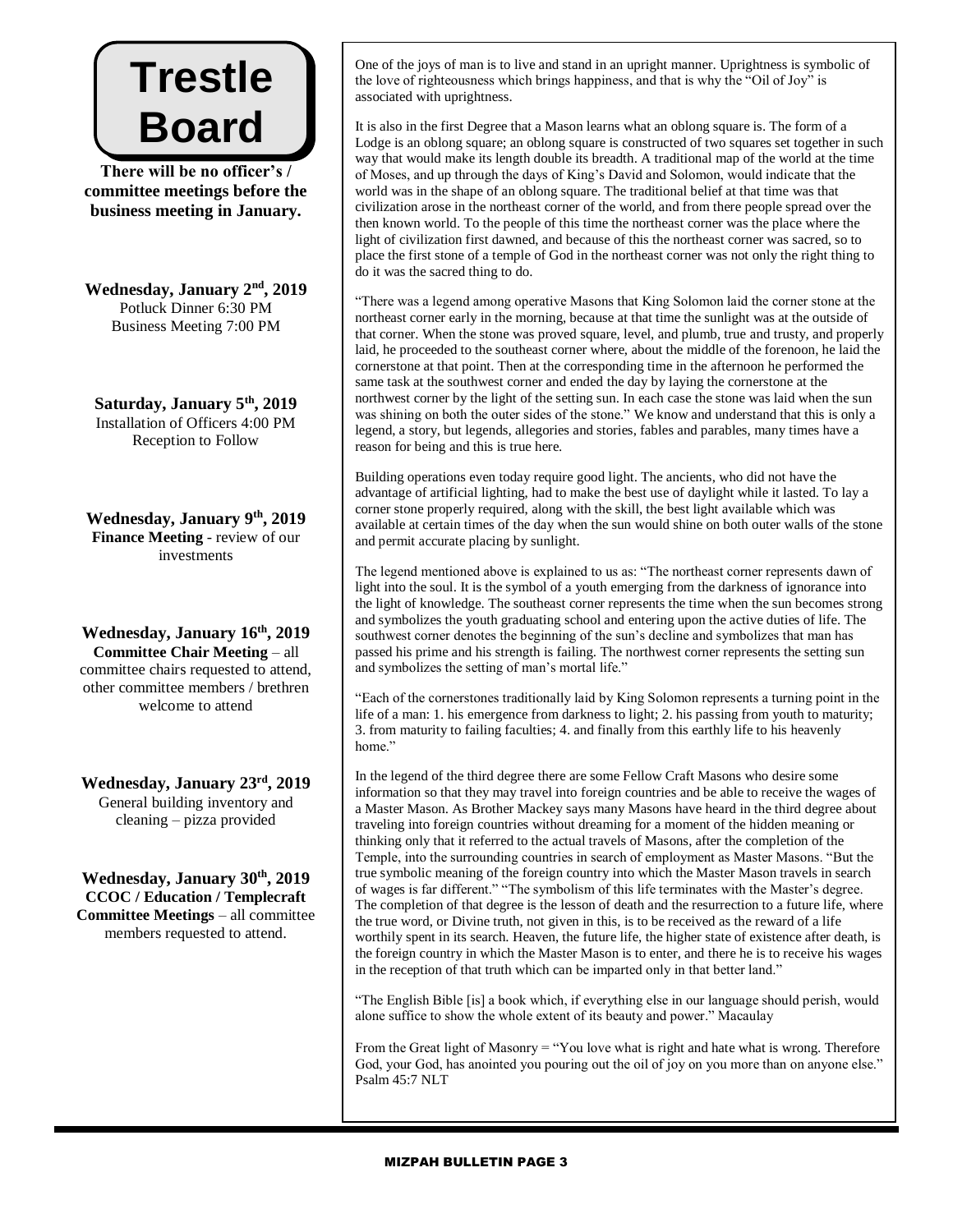# Trestle Board

**There will be no officer's / committee meetings before the business meeting in January.**

**Wednesday, January 2nd, 2019**
Potluck Dinner 6:30 PM
Business Meeting 7:00 PM

**Saturday, January 5th, 2019**
Installation of Officers 4:00 PM
Reception to Follow

**Wednesday, January 9th, 2019**
**Finance Meeting** - review of our investments

**Wednesday, January 16th, 2019**
**Committee Chair Meeting** – all committee chairs requested to attend, other committee members / brethren welcome to attend

**Wednesday, January 23rd, 2019**
General building inventory and cleaning – pizza provided

**Wednesday, January 30th, 2019**
**CCOC / Education / Templecraft Committee Meetings** – all committee members requested to attend.

One of the joys of man is to live and stand in an upright manner. Uprightness is symbolic of the love of righteousness which brings happiness, and that is why the "Oil of Joy" is associated with uprightness.

It is also in the first Degree that a Mason learns what an oblong square is. The form of a Lodge is an oblong square; an oblong square is constructed of two squares set together in such way that would make its length double its breadth. A traditional map of the world at the time of Moses, and up through the days of King's David and Solomon, would indicate that the world was in the shape of an oblong square. The traditional belief at that time was that civilization arose in the northeast corner of the world, and from there people spread over the then known world. To the people of this time the northeast corner was the place where the light of civilization first dawned, and because of this the northeast corner was sacred, so to place the first stone of a temple of God in the northeast corner was not only the right thing to do it was the sacred thing to do.

"There was a legend among operative Masons that King Solomon laid the corner stone at the northeast corner early in the morning, because at that time the sunlight was at the outside of that corner. When the stone was proved square, level, and plumb, true and trusty, and properly laid, he proceeded to the southeast corner where, about the middle of the forenoon, he laid the cornerstone at that point. Then at the corresponding time in the afternoon he performed the same task at the southwest corner and ended the day by laying the cornerstone at the northwest corner by the light of the setting sun. In each case the stone was laid when the sun was shining on both the outer sides of the stone." We know and understand that this is only a legend, a story, but legends, allegories and stories, fables and parables, many times have a reason for being and this is true here.

Building operations even today require good light. The ancients, who did not have the advantage of artificial lighting, had to make the best use of daylight while it lasted. To lay a corner stone properly required, along with the skill, the best light available which was available at certain times of the day when the sun would shine on both outer walls of the stone and permit accurate placing by sunlight.

The legend mentioned above is explained to us as: "The northeast corner represents dawn of light into the soul. It is the symbol of a youth emerging from the darkness of ignorance into the light of knowledge. The southeast corner represents the time when the sun becomes strong and symbolizes the youth graduating school and entering upon the active duties of life. The southwest corner denotes the beginning of the sun's decline and symbolizes that man has passed his prime and his strength is failing. The northwest corner represents the setting sun and symbolizes the setting of man's mortal life."

"Each of the cornerstones traditionally laid by King Solomon represents a turning point in the life of a man: 1. his emergence from darkness to light; 2. his passing from youth to maturity; 3. from maturity to failing faculties; 4. and finally from this earthly life to his heavenly home."

In the legend of the third degree there are some Fellow Craft Masons who desire some information so that they may travel into foreign countries and be able to receive the wages of a Master Mason. As Brother Mackey says many Masons have heard in the third degree about traveling into foreign countries without dreaming for a moment of the hidden meaning or thinking only that it referred to the actual travels of Masons, after the completion of the Temple, into the surrounding countries in search of employment as Master Masons. "But the true symbolic meaning of the foreign country into which the Master Mason travels in search of wages is far different." "The symbolism of this life terminates with the Master's degree. The completion of that degree is the lesson of death and the resurrection to a future life, where the true word, or Divine truth, not given in this, is to be received as the reward of a life worthily spent in its search. Heaven, the future life, the higher state of existence after death, is the foreign country in which the Master Mason is to enter, and there he is to receive his wages in the reception of that truth which can be imparted only in that better land."

"The English Bible [is] a book which, if everything else in our language should perish, would alone suffice to show the whole extent of its beauty and power." Macaulay

From the Great light of Masonry = "You love what is right and hate what is wrong. Therefore God, your God, has anointed you pouring out the oil of joy on you more than on anyone else." Psalm 45:7 NLT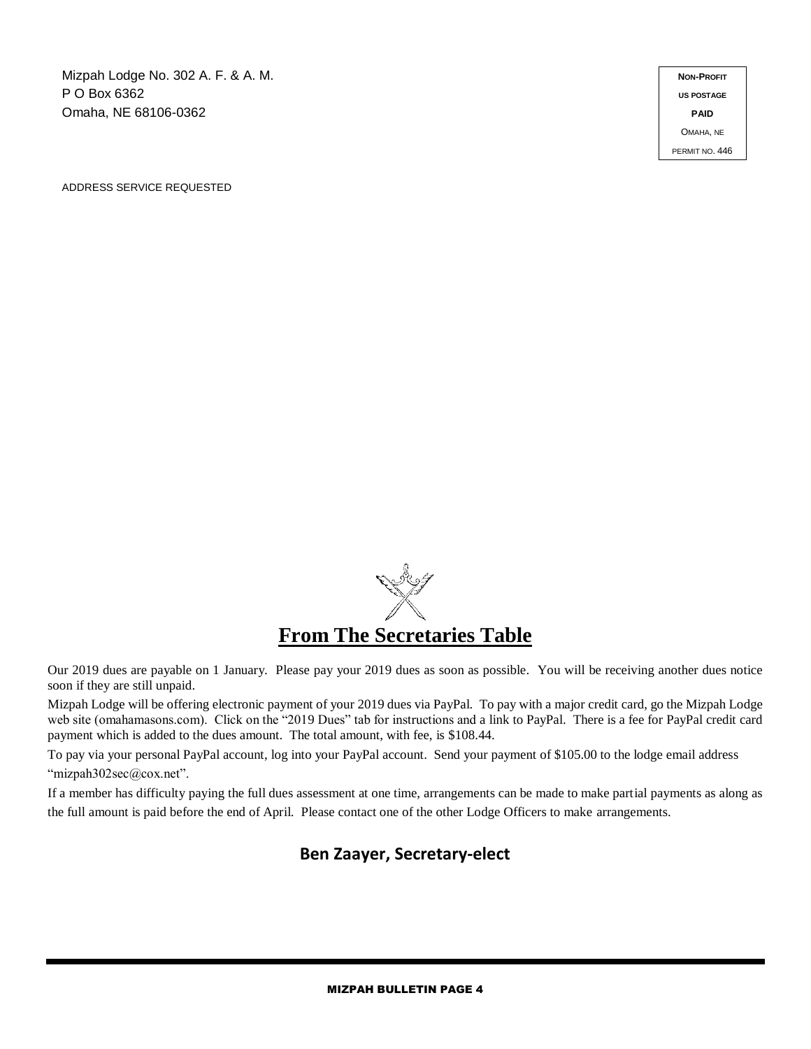Mizpah Lodge No. 302 A. F. & A. M.
P O Box 6362
Omaha, NE 68106-0362

| |
|---|
| **NON-PROFIT** |
| **US POSTAGE** |
| **PAID** |
| OMAHA, NE |
| PERMIT NO. 446 |

ADDRESS SERVICE REQUESTED

## From The Secretaries Table

Our 2019 dues are payable on 1 January. Please pay your 2019 dues as soon as possible. You will be receiving another dues notice soon if they are still unpaid.

Mizpah Lodge will be offering electronic payment of your 2019 dues via PayPal. To pay with a major credit card, go the Mizpah Lodge web site (omahamasons.com). Click on the "2019 Dues" tab for instructions and a link to PayPal. There is a fee for PayPal credit card payment which is added to the dues amount. The total amount, with fee, is $108.44.

To pay via your personal PayPal account, log into your PayPal account. Send your payment of $105.00 to the lodge email address "mizpah302sec@cox.net".

If a member has difficulty paying the full dues assessment at one time, arrangements can be made to make partial payments as along as the full amount is paid before the end of April. Please contact one of the other Lodge Officers to make arrangements.

**Ben Zaayer, Secretary-elect**